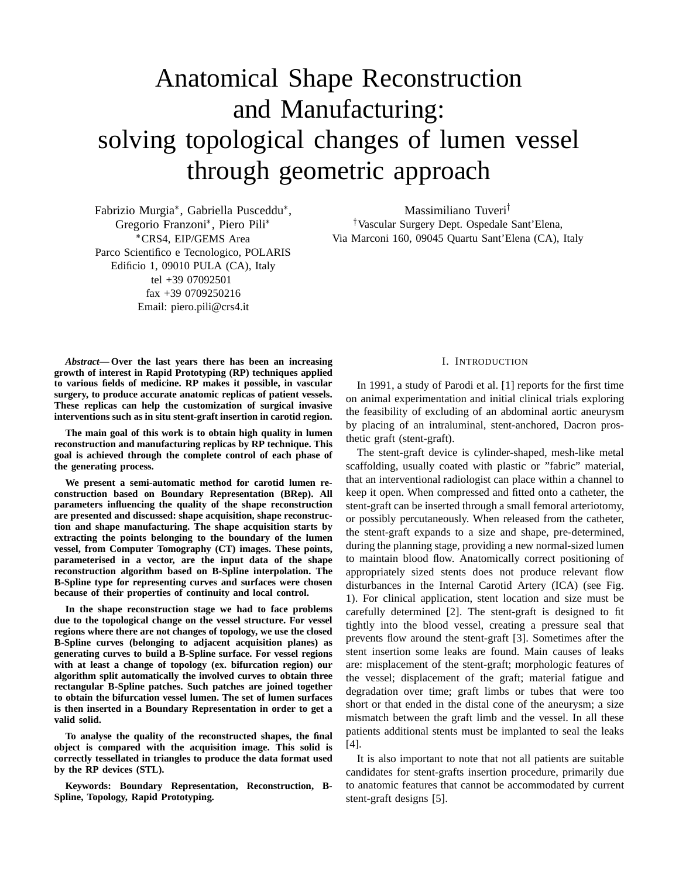# Anatomical Shape Reconstruction and Manufacturing: solving topological changes of lumen vessel through geometric approach

Fabrizio Murgia*, Gabriella Pusceddu*, Gregorio Franzoni*, Piero Pili*
*CRS4, EIP/GEMS Area
Parco Scientifico e Tecnologico, POLARIS
Edificio 1, 09010 PULA (CA), Italy
tel +39 07092501
fax +39 0709250216
Email: piero.pili@crs4.it

Massimiliano Tuveri†
†Vascular Surgery Dept. Ospedale Sant'Elena,
Via Marconi 160, 09045 Quartu Sant'Elena (CA), Italy

***Abstract*— Over the last years there has been an increasing growth of interest in Rapid Prototyping (RP) techniques applied to various fields of medicine. RP makes it possible, in vascular surgery, to produce accurate anatomic replicas of patient vessels. These replicas can help the customization of surgical invasive interventions such as in situ stent-graft insertion in carotid region.**

**The main goal of this work is to obtain high quality in lumen reconstruction and manufacturing replicas by RP technique. This goal is achieved through the complete control of each phase of the generating process.**

**We present a semi-automatic method for carotid lumen reconstruction based on Boundary Representation (BRep). All parameters influencing the quality of the shape reconstruction are presented and discussed: shape acquisition, shape reconstruction and shape manufacturing. The shape acquisition starts by extracting the points belonging to the boundary of the lumen vessel, from Computer Tomography (CT) images. These points, parameterised in a vector, are the input data of the shape reconstruction algorithm based on B-Spline interpolation. The B-Spline type for representing curves and surfaces were chosen because of their properties of continuity and local control.**

**In the shape reconstruction stage we had to face problems due to the topological change on the vessel structure. For vessel regions where there are not changes of topology, we use the closed B-Spline curves (belonging to adjacent acquisition planes) as generating curves to build a B-Spline surface. For vessel regions with at least a change of topology (ex. bifurcation region) our algorithm split automatically the involved curves to obtain three rectangular B-Spline patches. Such patches are joined together to obtain the bifurcation vessel lumen. The set of lumen surfaces is then inserted in a Boundary Representation in order to get a valid solid.**

**To analyse the quality of the reconstructed shapes, the final object is compared with the acquisition image. This solid is correctly tessellated in triangles to produce the data format used by the RP devices (STL).**

**Keywords: Boundary Representation, Reconstruction, B-Spline, Topology, Rapid Prototyping.**

## I. Introduction

In 1991, a study of Parodi et al. [1] reports for the first time on animal experimentation and initial clinical trials exploring the feasibility of excluding of an abdominal aortic aneurysm by placing of an intraluminal, stent-anchored, Dacron prosthetic graft (stent-graft).

The stent-graft device is cylinder-shaped, mesh-like metal scaffolding, usually coated with plastic or "fabric" material, that an interventional radiologist can place within a channel to keep it open. When compressed and fitted onto a catheter, the stent-graft can be inserted through a small femoral arteriotomy, or possibly percutaneously. When released from the catheter, the stent-graft expands to a size and shape, pre-determined, during the planning stage, providing a new normal-sized lumen to maintain blood flow. Anatomically correct positioning of appropriately sized stents does not produce relevant flow disturbances in the Internal Carotid Artery (ICA) (see Fig. 1). For clinical application, stent location and size must be carefully determined [2]. The stent-graft is designed to fit tightly into the blood vessel, creating a pressure seal that prevents flow around the stent-graft [3]. Sometimes after the stent insertion some leaks are found. Main causes of leaks are: misplacement of the stent-graft; morphologic features of the vessel; displacement of the graft; material fatigue and degradation over time; graft limbs or tubes that were too short or that ended in the distal cone of the aneurysm; a size mismatch between the graft limb and the vessel. In all these patients additional stents must be implanted to seal the leaks [4].

It is also important to note that not all patients are suitable candidates for stent-grafts insertion procedure, primarily due to anatomic features that cannot be accommodated by current stent-graft designs [5].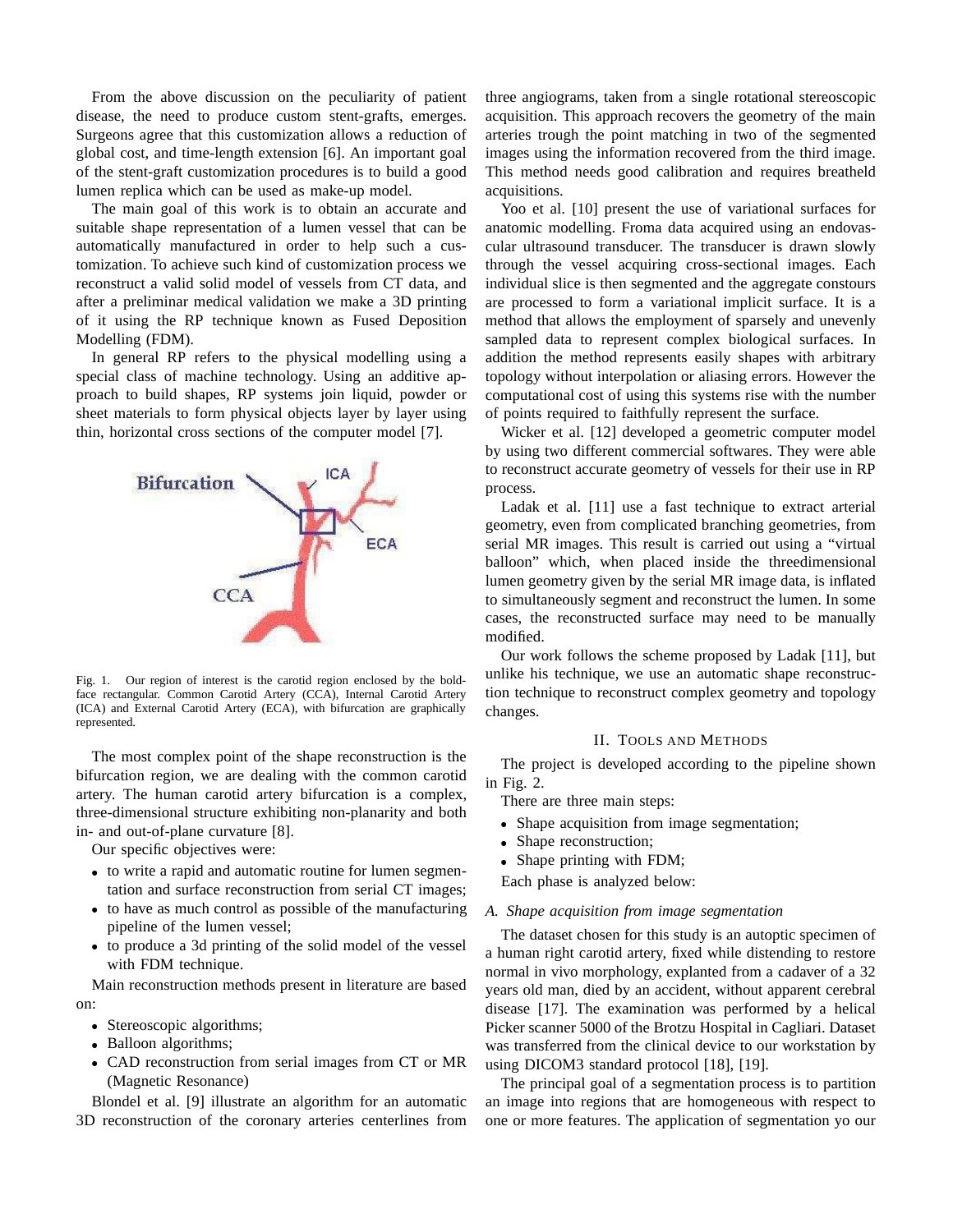From the above discussion on the peculiarity of patient disease, the need to produce custom stent-grafts, emerges. Surgeons agree that this customization allows a reduction of global cost, and time-length extension [6]. An important goal of the stent-graft customization procedures is to build a good lumen replica which can be used as make-up model.

The main goal of this work is to obtain an accurate and suitable shape representation of a lumen vessel that can be automatically manufactured in order to help such a customization. To achieve such kind of customization process we reconstruct a valid solid model of vessels from CT data, and after a preliminar medical validation we make a 3D printing of it using the RP technique known as Fused Deposition Modelling (FDM).

In general RP refers to the physical modelling using a special class of machine technology. Using an additive approach to build shapes, RP systems join liquid, powder or sheet materials to form physical objects layer by layer using thin, horizontal cross sections of the computer model [7].

Fig. 1. Our region of interest is the carotid region enclosed by the bold-face rectangular. Common Carotid Artery (CCA), Internal Carotid Artery (ICA) and External Carotid Artery (ECA), with bifurcation are graphically represented.

The most complex point of the shape reconstruction is the bifurcation region, we are dealing with the common carotid artery. The human carotid artery bifurcation is a complex, three-dimensional structure exhibiting non-planarity and both in- and out-of-plane curvature [8].

Our specific objectives were:

- to write a rapid and automatic routine for lumen segmentation and surface reconstruction from serial CT images;
- to have as much control as possible of the manufacturing pipeline of the lumen vessel;
- to produce a 3d printing of the solid model of the vessel with FDM technique.

Main reconstruction methods present in literature are based on:

- Stereoscopic algorithms;
- Balloon algorithms;
- CAD reconstruction from serial images from CT or MR (Magnetic Resonance)

Blondel et al. [9] illustrate an algorithm for an automatic 3D reconstruction of the coronary arteries centerlines from three angiograms, taken from a single rotational stereoscopic acquisition. This approach recovers the geometry of the main arteries trough the point matching in two of the segmented images using the information recovered from the third image. This method needs good calibration and requires breatheld acquisitions.

Yoo et al. [10] present the use of variational surfaces for anatomic modelling. Froma data acquired using an endovascular ultrasound transducer. The transducer is drawn slowly through the vessel acquiring cross-sectional images. Each individual slice is then segmented and the aggregate constours are processed to form a variational implicit surface. It is a method that allows the employment of sparsely and unevenly sampled data to represent complex biological surfaces. In addition the method represents easily shapes with arbitrary topology without interpolation or aliasing errors. However the computational cost of using this systems rise with the number of points required to faithfully represent the surface.

Wicker et al. [12] developed a geometric computer model by using two different commercial softwares. They were able to reconstruct accurate geometry of vessels for their use in RP process.

Ladak et al. [11] use a fast technique to extract arterial geometry, even from complicated branching geometries, from serial MR images. This result is carried out using a "virtual balloon" which, when placed inside the threedimensional lumen geometry given by the serial MR image data, is inflated to simultaneously segment and reconstruct the lumen. In some cases, the reconstructed surface may need to be manually modified.

Our work follows the scheme proposed by Ladak [11], but unlike his technique, we use an automatic shape reconstruction technique to reconstruct complex geometry and topology changes.

## II. Tools and Methods

The project is developed according to the pipeline shown in Fig. 2.

There are three main steps:

- Shape acquisition from image segmentation;
- Shape reconstruction;
- Shape printing with FDM;

Each phase is analyzed below:

### A. Shape acquisition from image segmentation

The dataset chosen for this study is an autoptic specimen of a human right carotid artery, fixed while distending to restore normal in vivo morphology, explanted from a cadaver of a 32 years old man, died by an accident, without apparent cerebral disease [17]. The examination was performed by a helical Picker scanner 5000 of the Brotzu Hospital in Cagliari. Dataset was transferred from the clinical device to our workstation by using DICOM3 standard protocol [18], [19].

The principal goal of a segmentation process is to partition an image into regions that are homogeneous with respect to one or more features. The application of segmentation yo our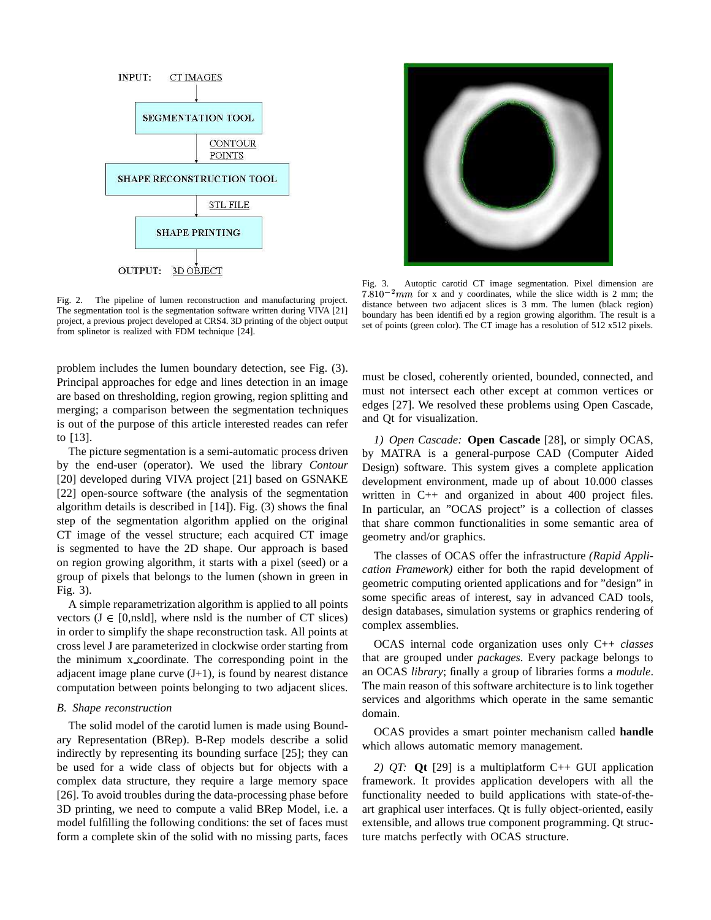Fig. 2. The pipeline of lumen reconstruction and manufacturing project. The segmentation tool is the segmentation software written during VIVA [21] project, a previous project developed at CRS4. 3D printing of the object output from splinetor is realized with FDM technique [24].

Fig. 3. Autoptic carotid CT image segmentation. Pixel dimension are $7.810^{-2}mm$ for x and y coordinates, while the slice width is 2 mm; the distance between two adjacent slices is 3 mm. The lumen (black region) boundary has been identified by a region growing algorithm. The result is a set of points (green color). The CT image has a resolution of 512 x512 pixels.

problem includes the lumen boundary detection, see Fig. (3). Principal approaches for edge and lines detection in an image are based on thresholding, region growing, region splitting and merging; a comparison between the segmentation techniques is out of the purpose of this article interested reades can refer to [13].

The picture segmentation is a semi-automatic process driven by the end-user (operator). We used the library *Contour* [20] developed during VIVA project [21] based on GSNAKE [22] open-source software (the analysis of the segmentation algorithm details is described in [14]). Fig. (3) shows the final step of the segmentation algorithm applied on the original CT image of the vessel structure; each acquired CT image is segmented to have the 2D shape. Our approach is based on region growing algorithm, it starts with a pixel (seed) or a group of pixels that belongs to the lumen (shown in green in Fig. 3).

A simple reparametrization algorithm is applied to all points vectors ($J \in [0, nsld]$, where nsld is the number of CT slices) in order to simplify the shape reconstruction task. All points at cross level J are parameterized in clockwise order starting from the minimum x_coordinate. The corresponding point in the adjacent image plane curve (J+1), is found by nearest distance computation between points belonging to two adjacent slices.

### *B. Shape reconstruction*

The solid model of the carotid lumen is made using Boundary Representation (BRep). B-Rep models describe a solid indirectly by representing its bounding surface [25]; they can be used for a wide class of objects but for objects with a complex data structure, they require a large memory space [26]. To avoid troubles during the data-processing phase before 3D printing, we need to compute a valid BRep Model, i.e. a model fulfilling the following conditions: the set of faces must form a complete skin of the solid with no missing parts, faces must be closed, coherently oriented, bounded, connected, and must not intersect each other except at common vertices or edges [27]. We resolved these problems using Open Cascade, and Qt for visualization.

*1) Open Cascade:* **Open Cascade** [28], or simply OCAS, by MATRA is a general-purpose CAD (Computer Aided Design) software. This system gives a complete application development environment, made up of about 10.000 classes written in C++ and organized in about 400 project files. In particular, an "OCAS project" is a collection of classes that share common functionalities in some semantic area of geometry and/or graphics.

The classes of OCAS offer the infrastructure *(Rapid Application Framework)* either for both the rapid development of geometric computing oriented applications and for "design" in some specific areas of interest, say in advanced CAD tools, design databases, simulation systems or graphics rendering of complex assemblies.

OCAS internal code organization uses only C++ *classes* that are grouped under *packages*. Every package belongs to an OCAS *library*; finally a group of libraries forms a *module*. The main reason of this software architecture is to link together services and algorithms which operate in the same semantic domain.

OCAS provides a smart pointer mechanism called **handle** which allows automatic memory management.

*2) QT:* **Qt** [29] is a multiplatform C++ GUI application framework. It provides application developers with all the functionality needed to build applications with state-of-the-art graphical user interfaces. Qt is fully object-oriented, easily extensible, and allows true component programming. Qt structure matchs perfectly with OCAS structure.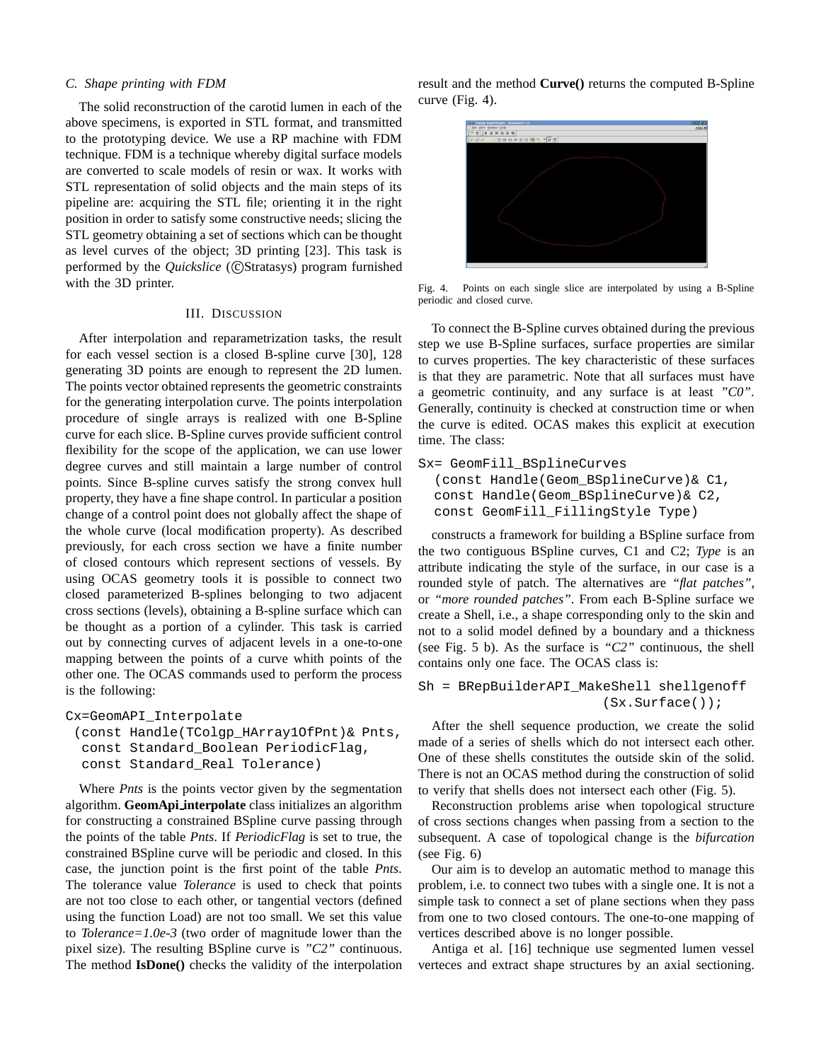### C. Shape printing with FDM

The solid reconstruction of the carotid lumen in each of the above specimens, is exported in STL format, and transmitted to the prototyping device. We use a RP machine with FDM technique. FDM is a technique whereby digital surface models are converted to scale models of resin or wax. It works with STL representation of solid objects and the main steps of its pipeline are: acquiring the STL file; orienting it in the right position in order to satisfy some constructive needs; slicing the STL geometry obtaining a set of sections which can be thought as level curves of the object; 3D printing [23]. This task is performed by the *Quickslice* (©Stratasys) program furnished with the 3D printer.

## III. Discussion

After interpolation and reparametrization tasks, the result for each vessel section is a closed B-spline curve [30], 128 generating 3D points are enough to represent the 2D lumen. The points vector obtained represents the geometric constraints for the generating interpolation curve. The points interpolation procedure of single arrays is realized with one B-Spline curve for each slice. B-Spline curves provide sufficient control flexibility for the scope of the application, we can use lower degree curves and still maintain a large number of control points. Since B-spline curves satisfy the strong convex hull property, they have a fine shape control. In particular a position change of a control point does not globally affect the shape of the whole curve (local modification property). As described previously, for each cross section we have a finite number of closed contours which represent sections of vessels. By using OCAS geometry tools it is possible to connect two closed parameterized B-splines belonging to two adjacent cross sections (levels), obtaining a B-spline surface which can be thought as a portion of a cylinder. This task is carried out by connecting curves of adjacent levels in a one-to-one mapping between the points of a curve whith points of the other one. The OCAS commands used to perform the process is the following:

```
Cx=GeomAPI_Interpolate
 (const Handle(TColgp_HArray1OfPnt)& Pnts,
  const Standard_Boolean PeriodicFlag,
  const Standard_Real Tolerance)
```

Where *Pnts* is the points vector given by the segmentation algorithm. **GeomApi_interpolate** class initializes an algorithm for constructing a constrained BSpline curve passing through the points of the table *Pnts*. If *PeriodicFlag* is set to true, the constrained BSpline curve will be periodic and closed. In this case, the junction point is the first point of the table *Pnts*. The tolerance value *Tolerance* is used to check that points are not too close to each other, or tangential vectors (defined using the function Load) are not too small. We set this value to *Tolerance=1.0e-3* (two order of magnitude lower than the pixel size). The resulting BSpline curve is *"C2"* continuous. The method **IsDone()** checks the validity of the interpolation result and the method **Curve()** returns the computed B-Spline curve (Fig. 4).

Fig. 4. Points on each single slice are interpolated by using a B-Spline periodic and closed curve.

To connect the B-Spline curves obtained during the previous step we use B-Spline surfaces, surface properties are similar to curves properties. The key characteristic of these surfaces is that they are parametric. Note that all surfaces must have a geometric continuity, and any surface is at least *"C0"*. Generally, continuity is checked at construction time or when the curve is edited. OCAS makes this explicit at execution time. The class:

```
Sx= GeomFill_BSplineCurves
  (const Handle(Geom_BSplineCurve)& C1,
  const Handle(Geom_BSplineCurve)& C2,
  const GeomFill_FillingStyle Type)
```

constructs a framework for building a BSpline surface from the two contiguous BSpline curves, C1 and C2; *Type* is an attribute indicating the style of the surface, in our case is a rounded style of patch. The alternatives are *"flat patches"*, or *"more rounded patches"*. From each B-Spline surface we create a Shell, i.e., a shape corresponding only to the skin and not to a solid model defined by a boundary and a thickness (see Fig. 5 b). As the surface is *"C2"* continuous, the shell contains only one face. The OCAS class is:

```
Sh = BRepBuilderAPI_MakeShell shellgenoff
                          (Sx.Surface());
```

After the shell sequence production, we create the solid made of a series of shells which do not intersect each other. One of these shells constitutes the outside skin of the solid. There is not an OCAS method during the construction of solid to verify that shells does not intersect each other (Fig. 5).

Reconstruction problems arise when topological structure of cross sections changes when passing from a section to the subsequent. A case of topological change is the *bifurcation* (see Fig. 6)

Our aim is to develop an automatic method to manage this problem, i.e. to connect two tubes with a single one. It is not a simple task to connect a set of plane sections when they pass from one to two closed contours. The one-to-one mapping of vertices described above is no longer possible.

Antiga et al. [16] technique use segmented lumen vessel verteces and extract shape structures by an axial sectioning.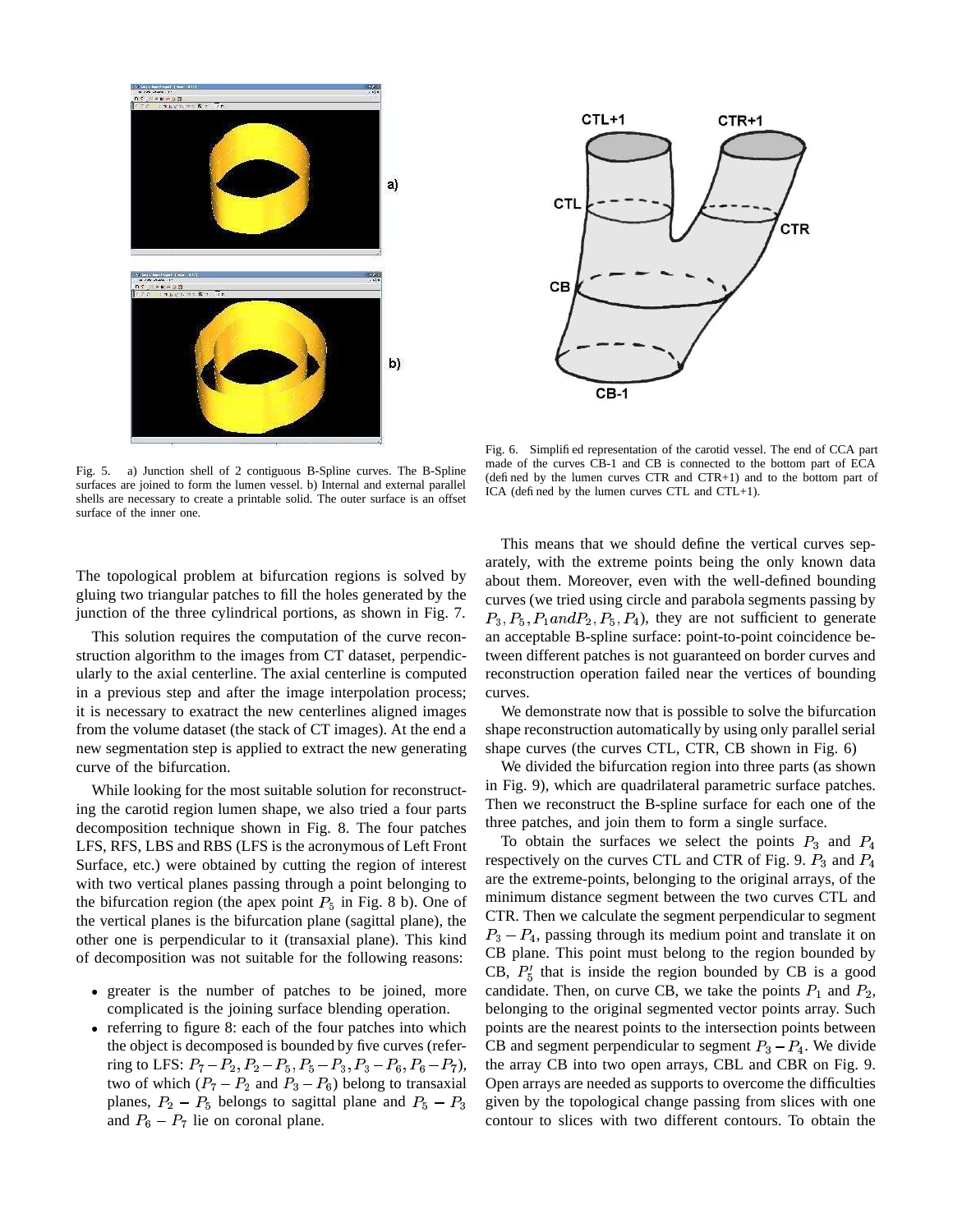Fig. 5. a) Junction shell of 2 contiguous B-Spline curves. The B-Spline surfaces are joined to form the lumen vessel. b) Internal and external parallel shells are necessary to create a printable solid. The outer surface is an offset surface of the inner one.

Fig. 6. Simplified representation of the carotid vessel. The end of CCA part made of the curves CB-1 and CB is connected to the bottom part of ECA (defined by the lumen curves CTR and CTR+1) and to the bottom part of ICA (defined by the lumen curves CTL and CTL+1).

The topological problem at bifurcation regions is solved by gluing two triangular patches to fill the holes generated by the junction of the three cylindrical portions, as shown in Fig. 7.

This solution requires the computation of the curve reconstruction algorithm to the images from CT dataset, perpendicularly to the axial centerline. The axial centerline is computed in a previous step and after the image interpolation process; it is necessary to exatract the new centerlines aligned images from the volume dataset (the stack of CT images). At the end a new segmentation step is applied to extract the new generating curve of the bifurcation.

While looking for the most suitable solution for reconstructing the carotid region lumen shape, we also tried a four parts decomposition technique shown in Fig. 8. The four patches LFS, RFS, LBS and RBS (LFS is the acronymous of Left Front Surface, etc.) were obtained by cutting the region of interest with two vertical planes passing through a point belonging to the bifurcation region (the apex point $P_5$ in Fig. 8 b). One of the vertical planes is the bifurcation plane (sagittal plane), the other one is perpendicular to it (transaxial plane). This kind of decomposition was not suitable for the following reasons:

- greater is the number of patches to be joined, more complicated is the joining surface blending operation.
- referring to figure 8: each of the four patches into which the object is decomposed is bounded by five curves (referring to LFS: $P_7 - P_2, P_2 - P_5, P_5 - P_3, P_3 - P_6, P_6 - P_7$), two of which ($P_7 - P_2$ and $P_3 - P_6$) belong to transaxial planes, $P_2 - P_5$ belongs to sagittal plane and $P_5 - P_3$ and $P_6 - P_7$ lie on coronal plane.

This means that we should define the vertical curves separately, with the extreme points being the only known data about them. Moreover, even with the well-defined bounding curves (we tried using circle and parabola segments passing by $P_3, P_5, P_1 and P_2, P_5, P_4$), they are not sufficient to generate an acceptable B-spline surface: point-to-point coincidence between different patches is not guaranteed on border curves and reconstruction operation failed near the vertices of bounding curves.

We demonstrate now that is possible to solve the bifurcation shape reconstruction automatically by using only parallel serial shape curves (the curves CTL, CTR, CB shown in Fig. 6)

We divided the bifurcation region into three parts (as shown in Fig. 9), which are quadrilateral parametric surface patches. Then we reconstruct the B-spline surface for each one of the three patches, and join them to form a single surface.

To obtain the surfaces we select the points $P_3$ and $P_4$ respectively on the curves CTL and CTR of Fig. 9. $P_3$ and $P_4$ are the extreme-points, belonging to the original arrays, of the minimum distance segment between the two curves CTL and CTR. Then we calculate the segment perpendicular to segment $P_3 - P_4$, passing through its medium point and translate it on CB plane. This point must belong to the region bounded by CB, $P_5'$ that is inside the region bounded by CB is a good candidate. Then, on curve CB, we take the points $P_1$ and $P_2$, belonging to the original segmented vector points array. Such points are the nearest points to the intersection points between CB and segment perpendicular to segment $P_3 - P_4$. We divide the array CB into two open arrays, CBL and CBR on Fig. 9. Open arrays are needed as supports to overcome the difficulties given by the topological change passing from slices with one contour to slices with two different contours. To obtain the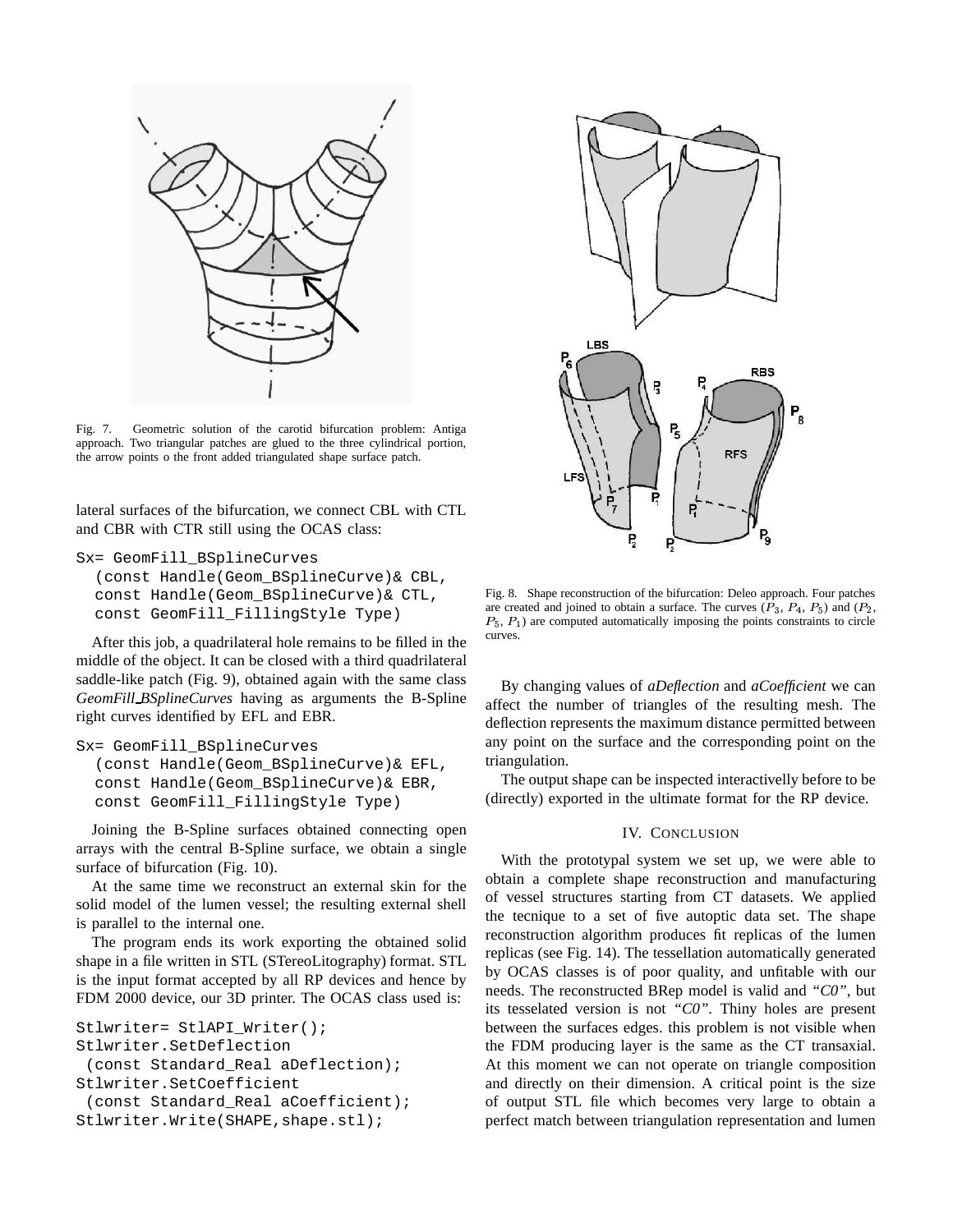Fig. 7. Geometric solution of the carotid bifurcation problem: Antiga approach. Two triangular patches are glued to the three cylindrical portion, the arrow points o the front added triangulated shape surface patch.

lateral surfaces of the bifurcation, we connect CBL with CTL and CBR with CTR still using the OCAS class:

```
Sx= GeomFill_BSplineCurves
  (const Handle(Geom_BSplineCurve)& CBL,
  const Handle(Geom_BSplineCurve)& CTL,
  const GeomFill_FillingStyle Type)
```

After this job, a quadrilateral hole remains to be filled in the middle of the object. It can be closed with a third quadrilateral saddle-like patch (Fig. 9), obtained again with the same class *GeomFill_BSplineCurves* having as arguments the B-Spline right curves identified by EFL and EBR.

```
Sx= GeomFill_BSplineCurves
  (const Handle(Geom_BSplineCurve)& EFL,
  const Handle(Geom_BSplineCurve)& EBR,
  const GeomFill_FillingStyle Type)
```

Joining the B-Spline surfaces obtained connecting open arrays with the central B-Spline surface, we obtain a single surface of bifurcation (Fig. 10).

At the same time we reconstruct an external skin for the solid model of the lumen vessel; the resulting external shell is parallel to the internal one.

The program ends its work exporting the obtained solid shape in a file written in STL (STereoLitography) format. STL is the input format accepted by all RP devices and hence by FDM 2000 device, our 3D printer. The OCAS class used is:

```
Stlwriter= StlAPI_Writer();
Stlwriter.SetDeflection
 (const Standard_Real aDeflection);
Stlwriter.SetCoefficient
 (const Standard_Real aCoefficient);
Stlwriter.Write(SHAPE,shape.stl);
```

Fig. 8. Shape reconstruction of the bifurcation: Deleo approach. Four patches are created and joined to obtain a surface. The curves ($P_3$, $P_4$, $P_5$) and ($P_2$, $P_5$, $P_1$) are computed automatically imposing the points constraints to circle curves.

By changing values of *aDeflection* and *aCoefficient* we can affect the number of triangles of the resulting mesh. The deflection represents the maximum distance permitted between any point on the surface and the corresponding point on the triangulation.

The output shape can be inspected interactivelly before to be (directly) exported in the ultimate format for the RP device.

## IV. Conclusion

With the prototypal system we set up, we were able to obtain a complete shape reconstruction and manufacturing of vessel structures starting from CT datasets. We applied the tecnique to a set of five autoptic data set. The shape reconstruction algorithm produces fit replicas of the lumen replicas (see Fig. 14). The tessellation automatically generated by OCAS classes is of poor quality, and unfitable with our needs. The reconstructed BRep model is valid and *"C0"*, but its tesselated version is not *"C0"*. Thiny holes are present between the surfaces edges. this problem is not visible when the FDM producing layer is the same as the CT transaxial. At this moment we can not operate on triangle composition and directly on their dimension. A critical point is the size of output STL file which becomes very large to obtain a perfect match between triangulation representation and lumen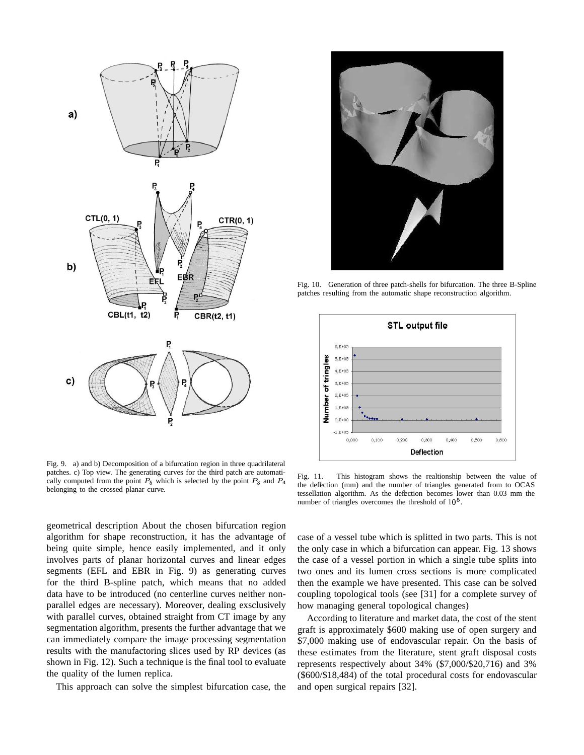Fig. 9. a) and b) Decomposition of a bifurcation region in three quadrilateral patches. c) Top view. The generating curves for the third patch are automatically computed from the point $P_5$ which is selected by the point $P_3$ and $P_4$ belonging to the crossed planar curve.

Fig. 10. Generation of three patch-shells for bifurcation. The three B-Spline patches resulting from the automatic shape reconstruction algorithm.

Fig. 11. This histogram shows the realtionship between the value of the deflection (mm) and the number of triangles generated from to OCAS tessellation algorithm. As the deflection becomes lower than 0.03 mm the number of triangles overcomes the threshold of $10^5$.

geometrical description About the chosen bifurcation region algorithm for shape reconstruction, it has the advantage of being quite simple, hence easily implemented, and it only involves parts of planar horizontal curves and linear edges segments (EFL and EBR in Fig. 9) as generating curves for the third B-spline patch, which means that no added data have to be introduced (no centerline curves neither non-parallel edges are necessary). Moreover, dealing exsclusively with parallel curves, obtained straight from CT image by any segmentation algorithm, presents the further advantage that we can immediately compare the image processing segmentation results with the manufactoring slices used by RP devices (as shown in Fig. 12). Such a technique is the final tool to evaluate the quality of the lumen replica.

This approach can solve the simplest bifurcation case, the case of a vessel tube which is splitted in two parts. This is not the only case in which a bifurcation can appear. Fig. 13 shows the case of a vessel portion in which a single tube splits into two ones and its lumen cross sections is more complicated then the example we have presented. This case can be solved coupling topological tools (see [31] for a complete survey of how managing general topological changes)

According to literature and market data, the cost of the stent graft is approximately \$600 making use of open surgery and \$7,000 making use of endovascular repair. On the basis of these estimates from the literature, stent graft disposal costs represents respectively about 34% (\$7,000/\$20,716) and 3% (\$600/\$18,484) of the total procedural costs for endovascular and open surgical repairs [32].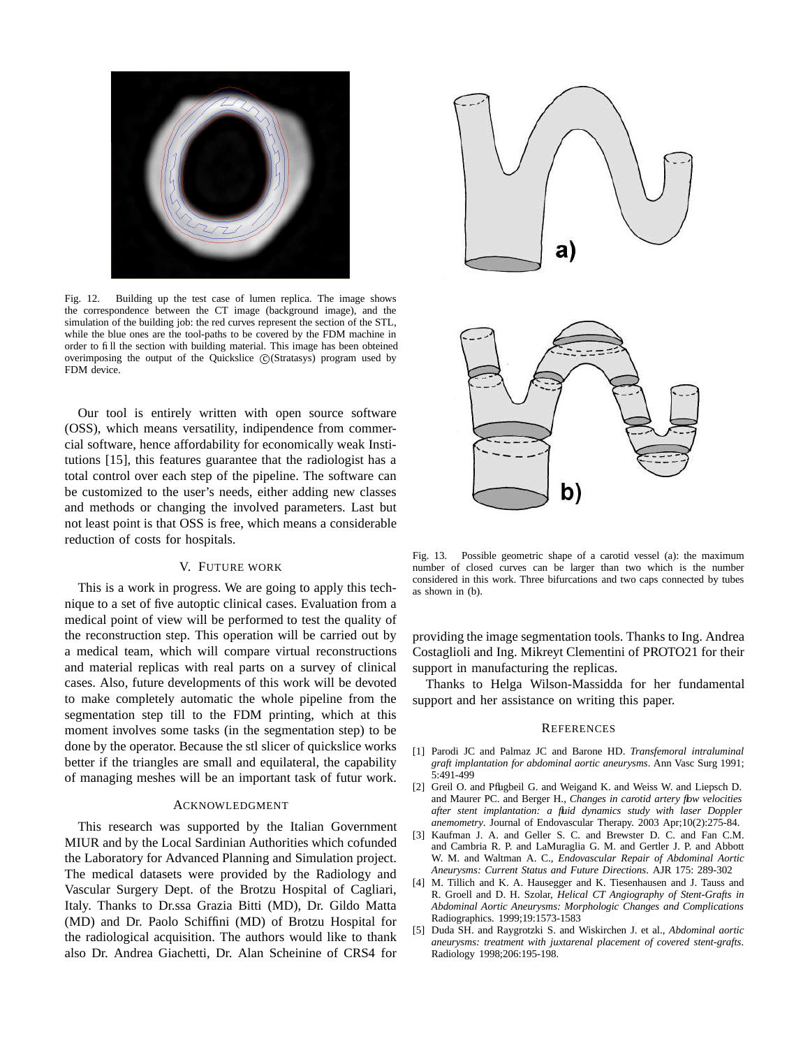Fig. 12. Building up the test case of lumen replica. The image shows the correspondence between the CT image (background image), and the simulation of the building job: the red curves represent the section of the STL, while the blue ones are the tool-paths to be covered by the FDM machine in order to fill the section with building material. This image has been obteined overimposing the output of the Quickslice ©(Stratasys) program used by FDM device.

Our tool is entirely written with open source software (OSS), which means versatility, indipendence from commercial software, hence affordability for economically weak Institutions [15], this features guarantee that the radiologist has a total control over each step of the pipeline. The software can be customized to the user's needs, either adding new classes and methods or changing the involved parameters. Last but not least point is that OSS is free, which means a considerable reduction of costs for hospitals.

## V. Future work

This is a work in progress. We are going to apply this technique to a set of five autoptic clinical cases. Evaluation from a medical point of view will be performed to test the quality of the reconstruction step. This operation will be carried out by a medical team, which will compare virtual reconstructions and material replicas with real parts on a survey of clinical cases. Also, future developments of this work will be devoted to make completely automatic the whole pipeline from the segmentation step till to the FDM printing, which at this moment involves some tasks (in the segmentation step) to be done by the operator. Because the stl slicer of quickslice works better if the triangles are small and equilateral, the capability of managing meshes will be an important task of futur work.

## Acknowledgment

This research was supported by the Italian Government MIUR and by the Local Sardinian Authorities which cofunded the Laboratory for Advanced Planning and Simulation project. The medical datasets were provided by the Radiology and Vascular Surgery Dept. of the Brotzu Hospital of Cagliari, Italy. Thanks to Dr.ssa Grazia Bitti (MD), Dr. Gildo Matta (MD) and Dr. Paolo Schiffini (MD) of Brotzu Hospital for the radiological acquisition. The authors would like to thank also Dr. Andrea Giachetti, Dr. Alan Scheinine of CRS4 for providing the image segmentation tools. Thanks to Ing. Andrea Costaglioli and Ing. Mikreyt Clementini of PROTO21 for their support in manufacturing the replicas.

Thanks to Helga Wilson-Massidda for her fundamental support and her assistance on writing this paper.

Fig. 13. Possible geometric shape of a carotid vessel (a): the maximum number of closed curves can be larger than two which is the number considered in this work. Three bifurcations and two caps connected by tubes as shown in (b).

## References

[1] Parodi JC and Palmaz JC and Barone HD. *Transfemoral intraluminal graft implantation for abdominal aortic aneurysms*. Ann Vasc Surg 1991; 5:491-499

[2] Greil O. and Pflugbeil G. and Weigand K. and Weiss W. and Liepsch D. and Maurer PC. and Berger H., *Changes in carotid artery flow velocities after stent implantation: a fluid dynamics study with laser Doppler anemometry*. Journal of Endovascular Therapy. 2003 Apr;10(2):275-84.

[3] Kaufman J. A. and Geller S. C. and Brewster D. C. and Fan C.M. and Cambria R. P. and LaMuraglia G. M. and Gertler J. P. and Abbott W. M. and Waltman A. C., *Endovascular Repair of Abdominal Aortic Aneurysms: Current Status and Future Directions*. AJR 175: 289-302

[4] M. Tillich and K. A. Hausegger and K. Tiesenhausen and J. Tauss and R. Groell and D. H. Szolar, *Helical CT Angiography of Stent-Grafts in Abdominal Aortic Aneurysms: Morphologic Changes and Complications* Radiographics. 1999;19:1573-1583

[5] Duda SH. and Raygrotzki S. and Wiskirchen J. et al., *Abdominal aortic aneurysms: treatment with juxtarenal placement of covered stent-grafts*. Radiology 1998;206:195-198.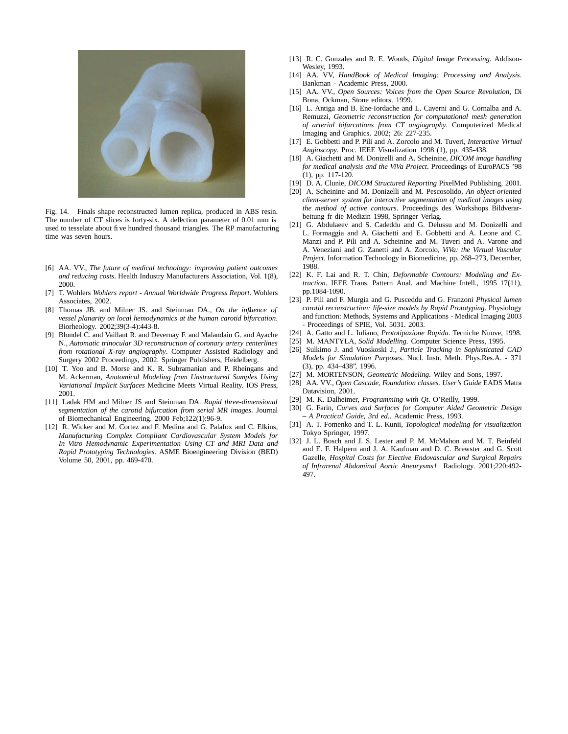Fig. 14. Finals shape reconstructed lumen replica, produced in ABS resin. The number of CT slices is forty-six. A deflection parameter of 0.01 mm is used to tesselate about five hundred thousand triangles. The RP manufacturing time was seven hours.

[6] AA. VV., *The future of medical technology: improving patient outcomes and reducing costs*. Health Industry Manufacturers Association, Vol. 1(8), 2000.

[7] T. Wohlers *Wohlers report - Annual Worldwide Progress Report*. Wohlers Associates, 2002.

[8] Thomas JB. and Milner JS. and Steinman DA., *On the influence of vessel planarity on local hemodynamics at the human carotid bifurcation*. Biorheology. 2002;39(3-4):443-8.

[9] Blondel C. and Vaillant R. and Devernay F. and Malandain G. and Ayache N., *Automatic trinocular 3D reconstruction of coronary artery centerlines from rotational X-ray angiography*. Computer Assisted Radiology and Surgery 2002 Proceedings, 2002. Springer Publishers, Heidelberg.

[10] T. Yoo and B. Morse and K. R. Subramanian and P. Rheingans and M. Ackerman, *Anatomical Modeling from Unstructured Samples Using Variational Implicit Surfaces* Medicine Meets Virtual Reality. IOS Press, 2001.

[11] Ladak HM and Milner JS and Steinman DA. *Rapid three-dimensional segmentation of the carotid bifurcation from serial MR images*. Journal of Biomechanical Engineering. 2000 Feb;122(1):96-9.

[12] R. Wicker and M. Cortez and F. Medina and G. Palafox and C. Elkins, *Manufacturing Complex Compliant Cardiovascular System Models for In Vitro Hemodynamic Experimentation Using CT and MRI Data and Rapid Prototyping Technologies*. ASME Bioengineering Division (BED) Volume 50, 2001, pp. 469-470.

[13] R. C. Gonzales and R. E. Woods, *Digital Image Processing*. Addison-Wesley, 1993.

[14] AA. VV, *HandBook of Medical Imaging: Processing and Analysis*. Bankman - Academic Press, 2000.

[15] AA. VV., *Open Sources: Voices from the Open Source Revolution*, Di Bona, Ockman, Stone editors. 1999.

[16] L. Antiga and B. Ene-Iordache and L. Caverni and G. Cornalba and A. Remuzzi, *Geometric reconstruction for computational mesh generation of arterial bifurcations from CT angiography*. Computerized Medical Imaging and Graphics. 2002; 26: 227-235.

[17] E. Gobbetti and P. Pili and A. Zorcolo and M. Tuveri, *Interactive Virtual Angioscopy*. Proc. IEEE Visualization 1998 (1), pp. 435-438.

[18] A. Giachetti and M. Donizelli and A. Scheinine, *DICOM image handling for medical analysis and the ViVa Project*. Proceedings of EuroPACS '98 (1), pp. 117-120.

[19] D. A. Clunie, *DICOM Structured Reporting* PixelMed Publishing, 2001.

[20] A. Scheinine and M. Donizelli and M. Pescosolido, *An object-oriented client-server system for interactive segmentation of medical images using the method of active contours*. Proceedings des Workshops Bildverarbeitung fr die Medizin 1998, Springer Verlag.

[21] G. Abdulaeev and S. Cadeddu and G. Delussu and M. Donizelli and L. Formaggia and A. Giachetti and E. Gobbetti and A. Leone and C. Manzi and P. Pili and A. Scheinine and M. Tuveri and A. Varone and A. Veneziani and G. Zanetti and A. Zorcolo, *ViVa: the Virtual Vascular Project*. Information Technology in Biomedicine, pp. 268–273, December, 1988.

[22] K. F. Lai and R. T. Chin, *Deformable Contours: Modeling and Extraction*. IEEE Trans. Pattern Anal. and Machine Intell., 1995 17(11), pp.1084-1090.

[23] P. Pili and F. Murgia and G. Pusceddu and G. Franzoni *Physical lumen carotid reconstruction: life-size models by Rapid Prototyping*. Physiology and function: Methods, Systems and Applications - Medical Imaging 2003 - Proceedings of SPIE, Vol. 5031. 2003.

[24] A. Gatto and L. Iuliano, *Prototipazione Rapida*. Tecniche Nuove, 1998.

[25] M. MANTYLA, *Solid Modelling.* Computer Science Press, 1995.

[26] Sulkimo J. and Vuoskoski J., *Particle Tracking in Sophisticated CAD Models for Simulation Purposes*. Nucl. Instr. Meth. Phys.Res.A. - 371 (3), pp. 434–438", 1996.

[27] M. MORTENSON, *Geometric Modeling*. Wiley and Sons, 1997.

[28] AA. VV., *Open Cascade, Foundation classes. User's Guide* EADS Matra Datavision, 2001.

[29] M. K. Dalheimer, *Programming with Qt*. O'Reilly, 1999.

[30] G. Farin, *Curves and Surfaces for Computer Aided Geometric Design – A Practical Guide, 3rd ed.*. Academic Press, 1993.

[31] A. T. Fomenko and T. L. Kunii, *Topological modeling for visualization* Tokyo Springer, 1997.

[32] J. L. Bosch and J. S. Lester and P. M. McMahon and M. T. Beinfeld and E. F. Halpern and J. A. Kaufman and D. C. Brewster and G. Scott Gazelle, *Hospital Costs for Elective Endovascular and Surgical Repairs of Infrarenal Abdominal Aortic Aneurysms1* Radiology. 2001;220:492-497.